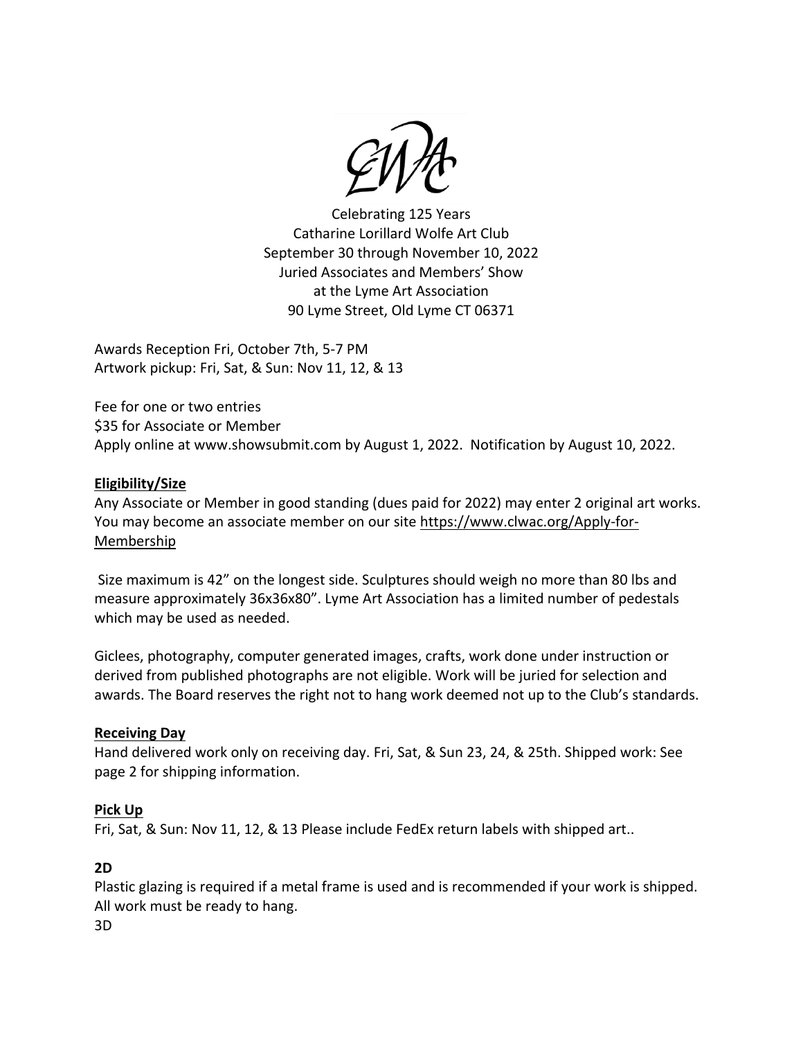CLWAC

Celebrating 125 Years
Catharine Lorillard Wolfe Art Club
September 30 through November 10, 2022
Juried Associates and Members' Show
at the Lyme Art Association
90 Lyme Street, Old Lyme CT 06371

Awards Reception Fri, October 7th, 5-7 PM
Artwork pickup: Fri, Sat, & Sun: Nov 11, 12, & 13

Fee for one or two entries
$35 for Associate or Member
Apply online at www.showsubmit.com by August 1, 2022. Notification by August 10, 2022.

## Eligibility/Size

Any Associate or Member in good standing (dues paid for 2022) may enter 2 original art works. You may become an associate member on our site https://www.clwac.org/Apply-for-Membership

Size maximum is 42" on the longest side. Sculptures should weigh no more than 80 lbs and measure approximately 36x36x80". Lyme Art Association has a limited number of pedestals which may be used as needed.

Giclees, photography, computer generated images, crafts, work done under instruction or derived from published photographs are not eligible. Work will be juried for selection and awards. The Board reserves the right not to hang work deemed not up to the Club's standards.

## Receiving Day

Hand delivered work only on receiving day. Fri, Sat, & Sun 23, 24, & 25th. Shipped work: See page 2 for shipping information.

## Pick Up

Fri, Sat, & Sun: Nov 11, 12, & 13 Please include FedEx return labels with shipped art..

## 2D

Plastic glazing is required if a metal frame is used and is recommended if your work is shipped. All work must be ready to hang.

3D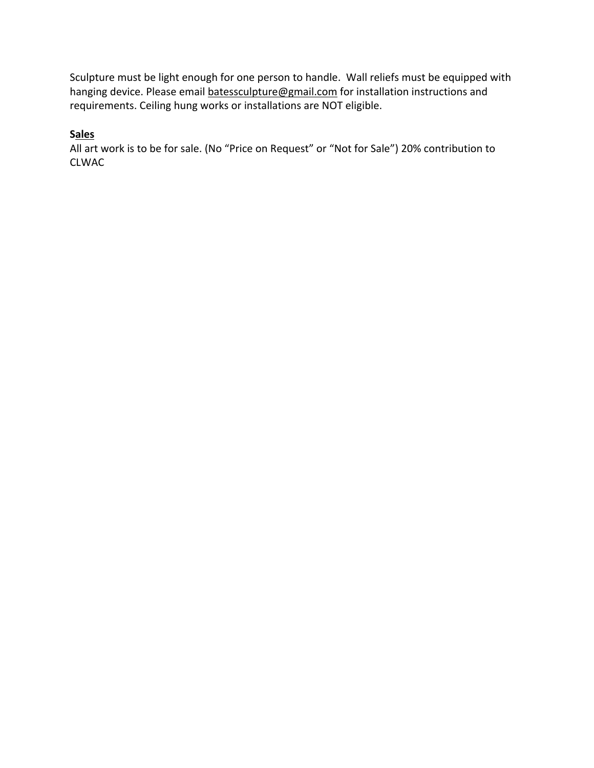Sculpture must be light enough for one person to handle. Wall reliefs must be equipped with hanging device. Please email batessculpture@gmail.com for installation instructions and requirements. Ceiling hung works or installations are NOT eligible.

**Sales**

All art work is to be for sale. (No "Price on Request" or "Not for Sale") 20% contribution to CLWAC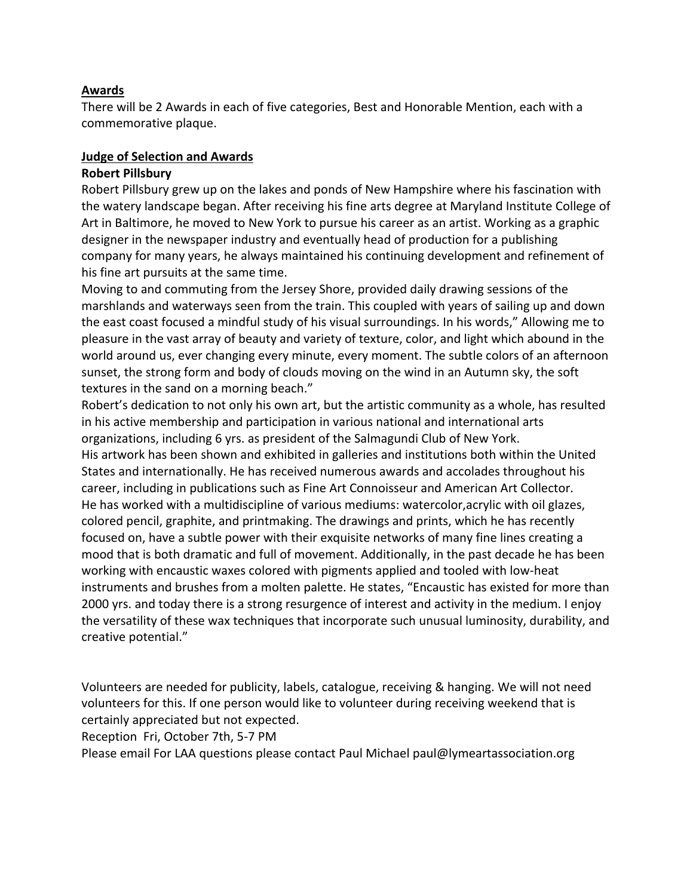## Awards

There will be 2 Awards in each of five categories, Best and Honorable Mention, each with a commemorative plaque.

## Judge of Selection and Awards

**Robert Pillsbury**

Robert Pillsbury grew up on the lakes and ponds of New Hampshire where his fascination with the watery landscape began. After receiving his fine arts degree at Maryland Institute College of Art in Baltimore, he moved to New York to pursue his career as an artist. Working as a graphic designer in the newspaper industry and eventually head of production for a publishing company for many years, he always maintained his continuing development and refinement of his fine art pursuits at the same time.

Moving to and commuting from the Jersey Shore, provided daily drawing sessions of the marshlands and waterways seen from the train. This coupled with years of sailing up and down the east coast focused a mindful study of his visual surroundings. In his words," Allowing me to pleasure in the vast array of beauty and variety of texture, color, and light which abound in the world around us, ever changing every minute, every moment. The subtle colors of an afternoon sunset, the strong form and body of clouds moving on the wind in an Autumn sky, the soft textures in the sand on a morning beach."

Robert's dedication to not only his own art, but the artistic community as a whole, has resulted in his active membership and participation in various national and international arts organizations, including 6 yrs. as president of the Salmagundi Club of New York.

His artwork has been shown and exhibited in galleries and institutions both within the United States and internationally. He has received numerous awards and accolades throughout his career, including in publications such as Fine Art Connoisseur and American Art Collector.

He has worked with a multidiscipline of various mediums: watercolor,acrylic with oil glazes, colored pencil, graphite, and printmaking. The drawings and prints, which he has recently focused on, have a subtle power with their exquisite networks of many fine lines creating a mood that is both dramatic and full of movement. Additionally, in the past decade he has been working with encaustic waxes colored with pigments applied and tooled with low-heat instruments and brushes from a molten palette. He states, "Encaustic has existed for more than 2000 yrs. and today there is a strong resurgence of interest and activity in the medium. I enjoy the versatility of these wax techniques that incorporate such unusual luminosity, durability, and creative potential."

Volunteers are needed for publicity, labels, catalogue, receiving & hanging. We will not need volunteers for this. If one person would like to volunteer during receiving weekend that is certainly appreciated but not expected.

Reception Fri, October 7th, 5-7 PM

Please email For LAA questions please contact Paul Michael paul@lymeartassociation.org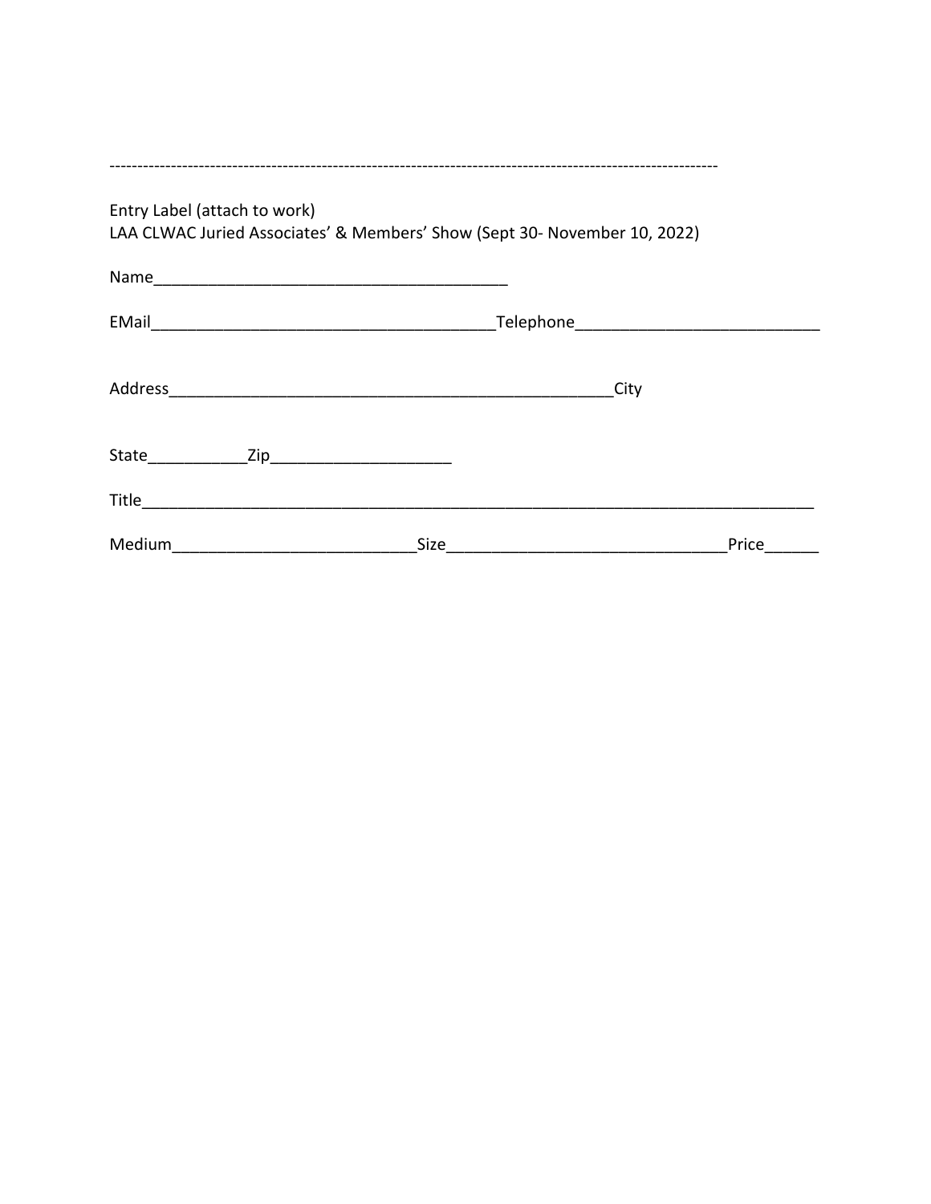-----------------------------------------------------------------------------------------------------------

Entry Label (attach to work)
LAA CLWAC Juried Associates' & Members' Show (Sept 30- November 10, 2022)

Name_________________________________________

EMail________________________________________Telephone___________________________

Address___________________________________________________City

State___________Zip____________________

Title____________________________________________________________________________

Medium___________________________Size______________________________Price______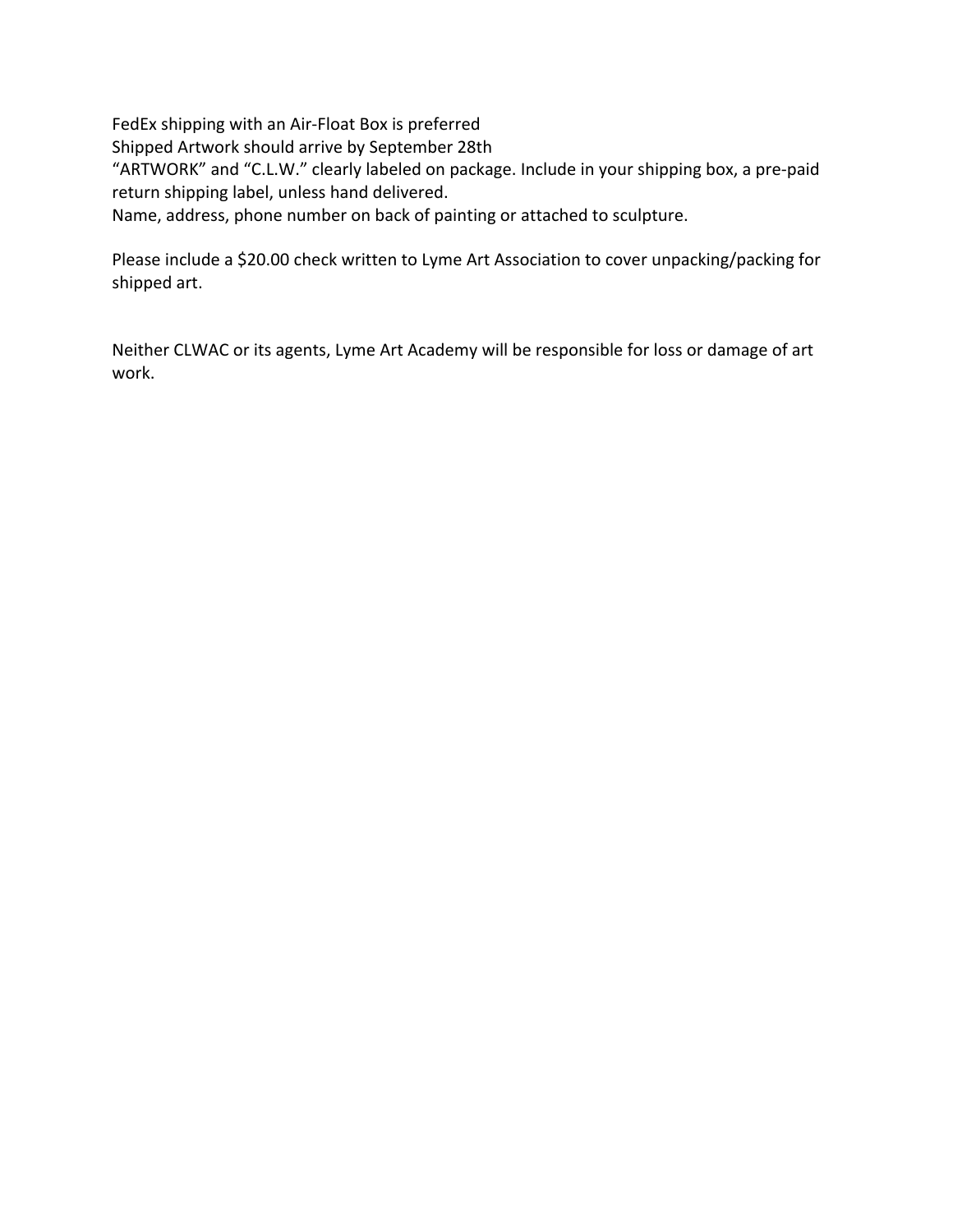FedEx shipping with an Air-Float Box is preferred
Shipped Artwork should arrive by September 28th
"ARTWORK" and "C.L.W." clearly labeled on package. Include in your shipping box, a pre-paid return shipping label, unless hand delivered.
Name, address, phone number on back of painting or attached to sculpture.

Please include a $20.00 check written to Lyme Art Association to cover unpacking/packing for shipped art.

Neither CLWAC or its agents, Lyme Art Academy will be responsible for loss or damage of art work.